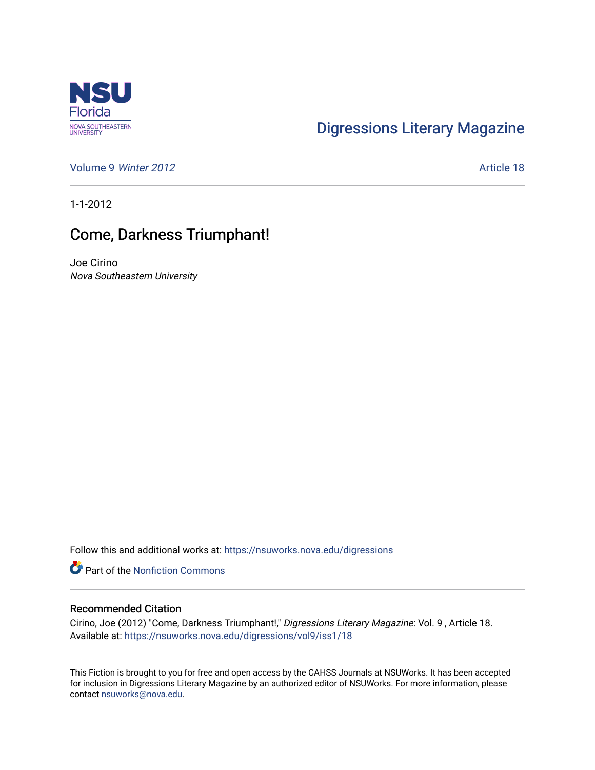NSU Florida
NOVA SOUTHEASTERN UNIVERSITY

Digressions Literary Magazine

Volume 9 *Winter 2012* | Article 18

1-1-2012

# Come, Darkness Triumphant!

Joe Cirino
*Nova Southeastern University*

Follow this and additional works at: https://nsuworks.nova.edu/digressions

Part of the Nonfiction Commons

## Recommended Citation

Cirino, Joe (2012) "Come, Darkness Triumphant!," *Digressions Literary Magazine*: Vol. 9 , Article 18.
Available at: https://nsuworks.nova.edu/digressions/vol9/iss1/18

This Fiction is brought to you for free and open access by the CAHSS Journals at NSUWorks. It has been accepted for inclusion in Digressions Literary Magazine by an authorized editor of NSUWorks. For more information, please contact nsuworks@nova.edu.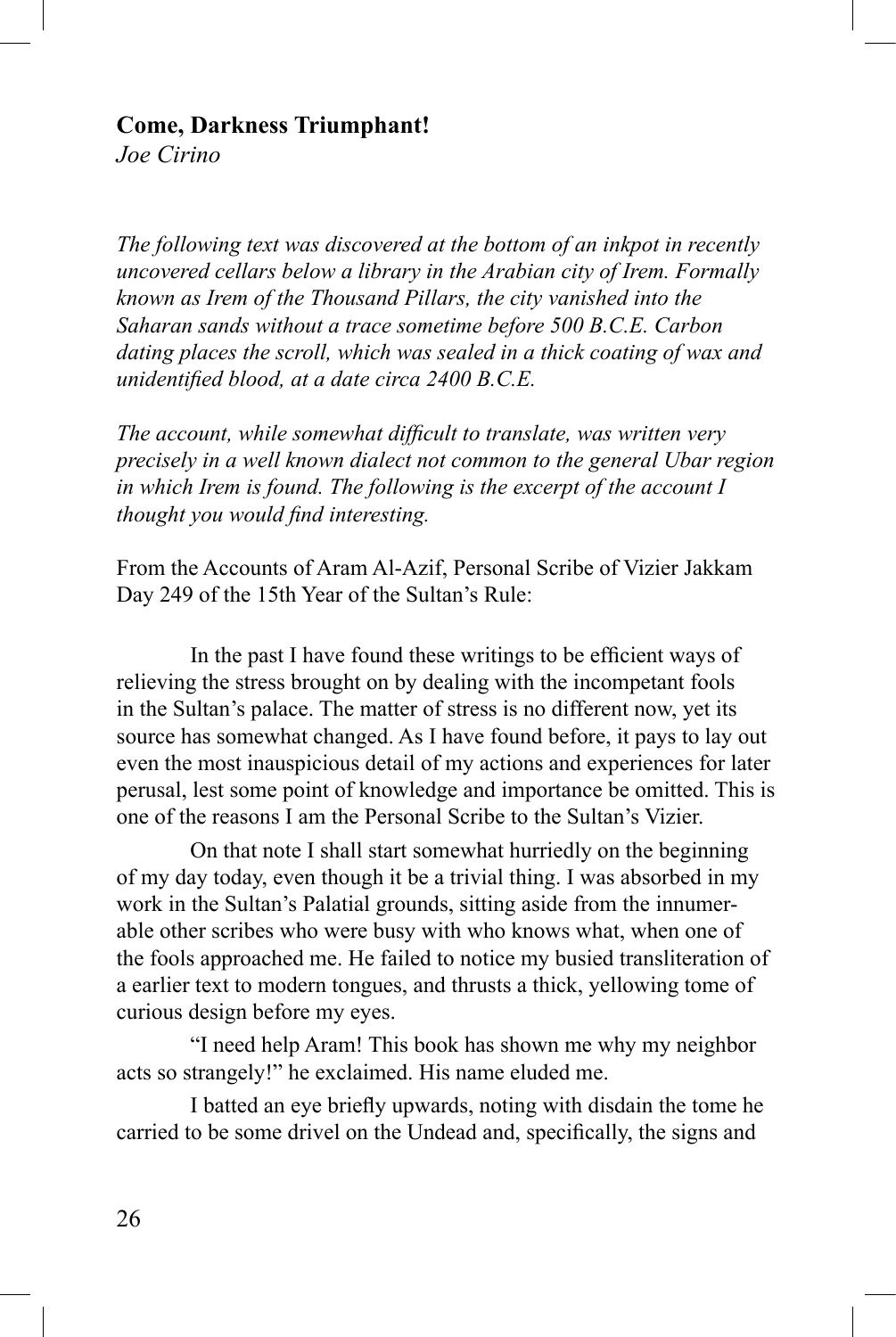**Come, Darkness Triumphant!**
*Joe Cirino*

*The following text was discovered at the bottom of an inkpot in recently uncovered cellars below a library in the Arabian city of Irem. Formally known as Irem of the Thousand Pillars, the city vanished into the Saharan sands without a trace sometime before 500 B.C.E. Carbon dating places the scroll, which was sealed in a thick coating of wax and unidentified blood, at a date circa 2400 B.C.E.*

*The account, while somewhat difficult to translate, was written very precisely in a well known dialect not common to the general Ubar region in which Irem is found. The following is the excerpt of the account I thought you would find interesting.*

From the Accounts of Aram Al-Azif, Personal Scribe of Vizier Jakkam
Day 249 of the 15th Year of the Sultan's Rule:

In the past I have found these writings to be efficient ways of relieving the stress brought on by dealing with the incompetant fools in the Sultan's palace. The matter of stress is no different now, yet its source has somewhat changed. As I have found before, it pays to lay out even the most inauspicious detail of my actions and experiences for later perusal, lest some point of knowledge and importance be omitted. This is one of the reasons I am the Personal Scribe to the Sultan's Vizier.

On that note I shall start somewhat hurriedly on the beginning of my day today, even though it be a trivial thing. I was absorbed in my work in the Sultan's Palatial grounds, sitting aside from the innumerable other scribes who were busy with who knows what, when one of the fools approached me. He failed to notice my busied transliteration of a earlier text to modern tongues, and thrusts a thick, yellowing tome of curious design before my eyes.

"I need help Aram! This book has shown me why my neighbor acts so strangely!" he exclaimed. His name eluded me.

I batted an eye briefly upwards, noting with disdain the tome he carried to be some drivel on the Undead and, specifically, the signs and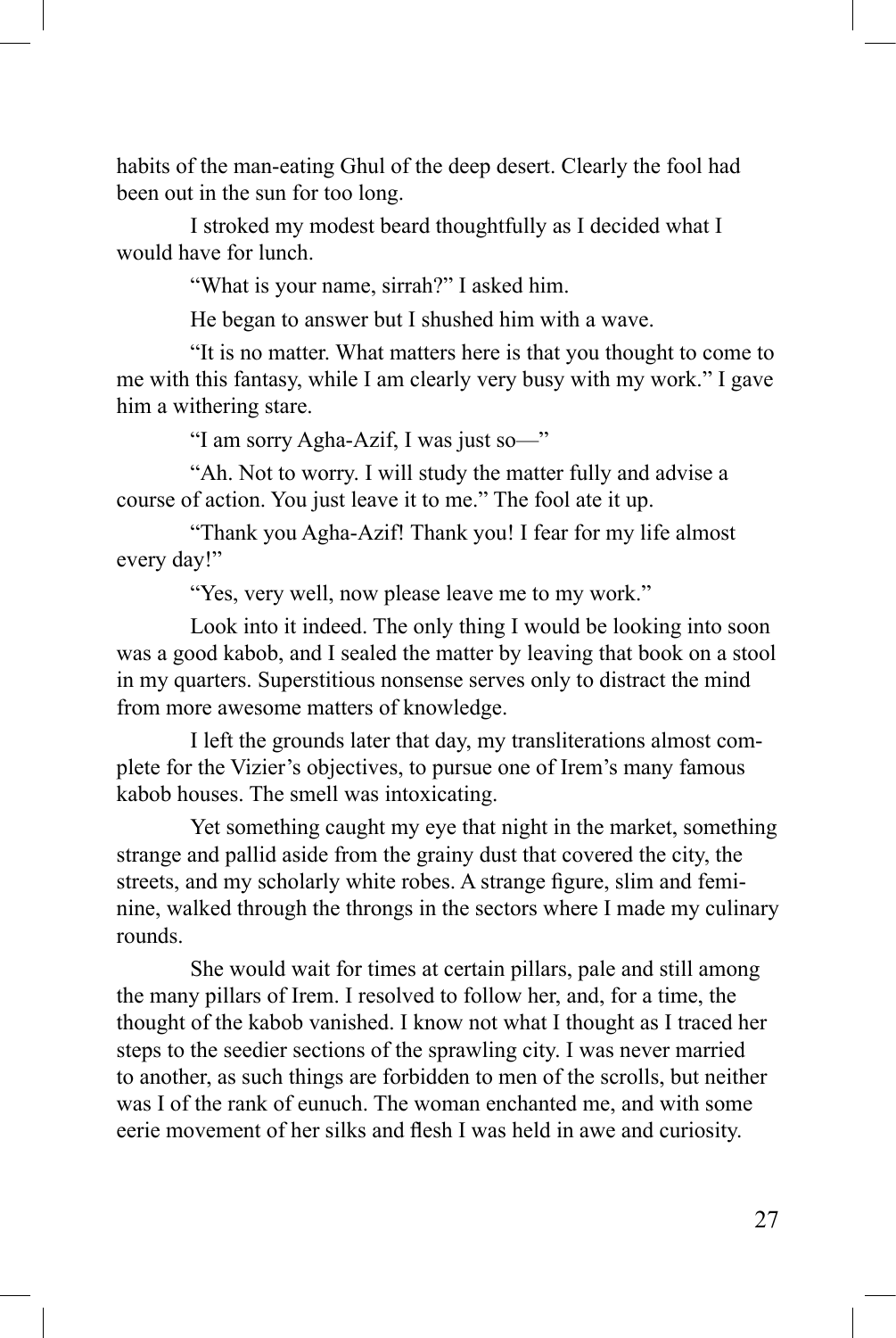habits of the man-eating Ghul of the deep desert. Clearly the fool had been out in the sun for too long.

I stroked my modest beard thoughtfully as I decided what I would have for lunch.

"What is your name, sirrah?" I asked him.

He began to answer but I shushed him with a wave.

"It is no matter. What matters here is that you thought to come to me with this fantasy, while I am clearly very busy with my work." I gave him a withering stare.

"I am sorry Agha-Azif, I was just so—"

"Ah. Not to worry. I will study the matter fully and advise a course of action. You just leave it to me." The fool ate it up.

"Thank you Agha-Azif! Thank you! I fear for my life almost every day!"

"Yes, very well, now please leave me to my work."

Look into it indeed. The only thing I would be looking into soon was a good kabob, and I sealed the matter by leaving that book on a stool in my quarters. Superstitious nonsense serves only to distract the mind from more awesome matters of knowledge.

I left the grounds later that day, my transliterations almost complete for the Vizier's objectives, to pursue one of Irem's many famous kabob houses. The smell was intoxicating.

Yet something caught my eye that night in the market, something strange and pallid aside from the grainy dust that covered the city, the streets, and my scholarly white robes. A strange figure, slim and feminine, walked through the throngs in the sectors where I made my culinary rounds.

She would wait for times at certain pillars, pale and still among the many pillars of Irem. I resolved to follow her, and, for a time, the thought of the kabob vanished. I know not what I thought as I traced her steps to the seedier sections of the sprawling city. I was never married to another, as such things are forbidden to men of the scrolls, but neither was I of the rank of eunuch. The woman enchanted me, and with some eerie movement of her silks and flesh I was held in awe and curiosity.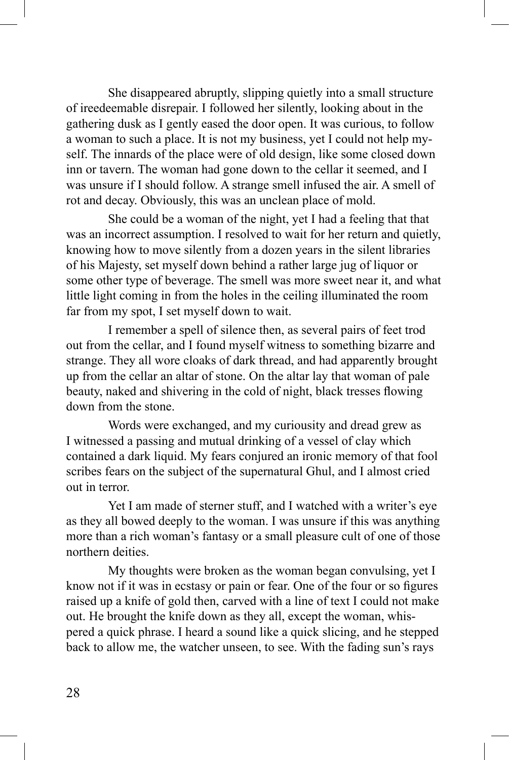She disappeared abruptly, slipping quietly into a small structure of ireedeemable disrepair. I followed her silently, looking about in the gathering dusk as I gently eased the door open. It was curious, to follow a woman to such a place. It is not my business, yet I could not help myself. The innards of the place were of old design, like some closed down inn or tavern. The woman had gone down to the cellar it seemed, and I was unsure if I should follow. A strange smell infused the air. A smell of rot and decay. Obviously, this was an unclean place of mold.

She could be a woman of the night, yet I had a feeling that that was an incorrect assumption. I resolved to wait for her return and quietly, knowing how to move silently from a dozen years in the silent libraries of his Majesty, set myself down behind a rather large jug of liquor or some other type of beverage. The smell was more sweet near it, and what little light coming in from the holes in the ceiling illuminated the room far from my spot, I set myself down to wait.

I remember a spell of silence then, as several pairs of feet trod out from the cellar, and I found myself witness to something bizarre and strange. They all wore cloaks of dark thread, and had apparently brought up from the cellar an altar of stone. On the altar lay that woman of pale beauty, naked and shivering in the cold of night, black tresses flowing down from the stone.

Words were exchanged, and my curiousity and dread grew as I witnessed a passing and mutual drinking of a vessel of clay which contained a dark liquid. My fears conjured an ironic memory of that fool scribes fears on the subject of the supernatural Ghul, and I almost cried out in terror.

Yet I am made of sterner stuff, and I watched with a writer's eye as they all bowed deeply to the woman. I was unsure if this was anything more than a rich woman's fantasy or a small pleasure cult of one of those northern deities.

My thoughts were broken as the woman began convulsing, yet I know not if it was in ecstasy or pain or fear. One of the four or so figures raised up a knife of gold then, carved with a line of text I could not make out. He brought the knife down as they all, except the woman, whispered a quick phrase. I heard a sound like a quick slicing, and he stepped back to allow me, the watcher unseen, to see. With the fading sun's rays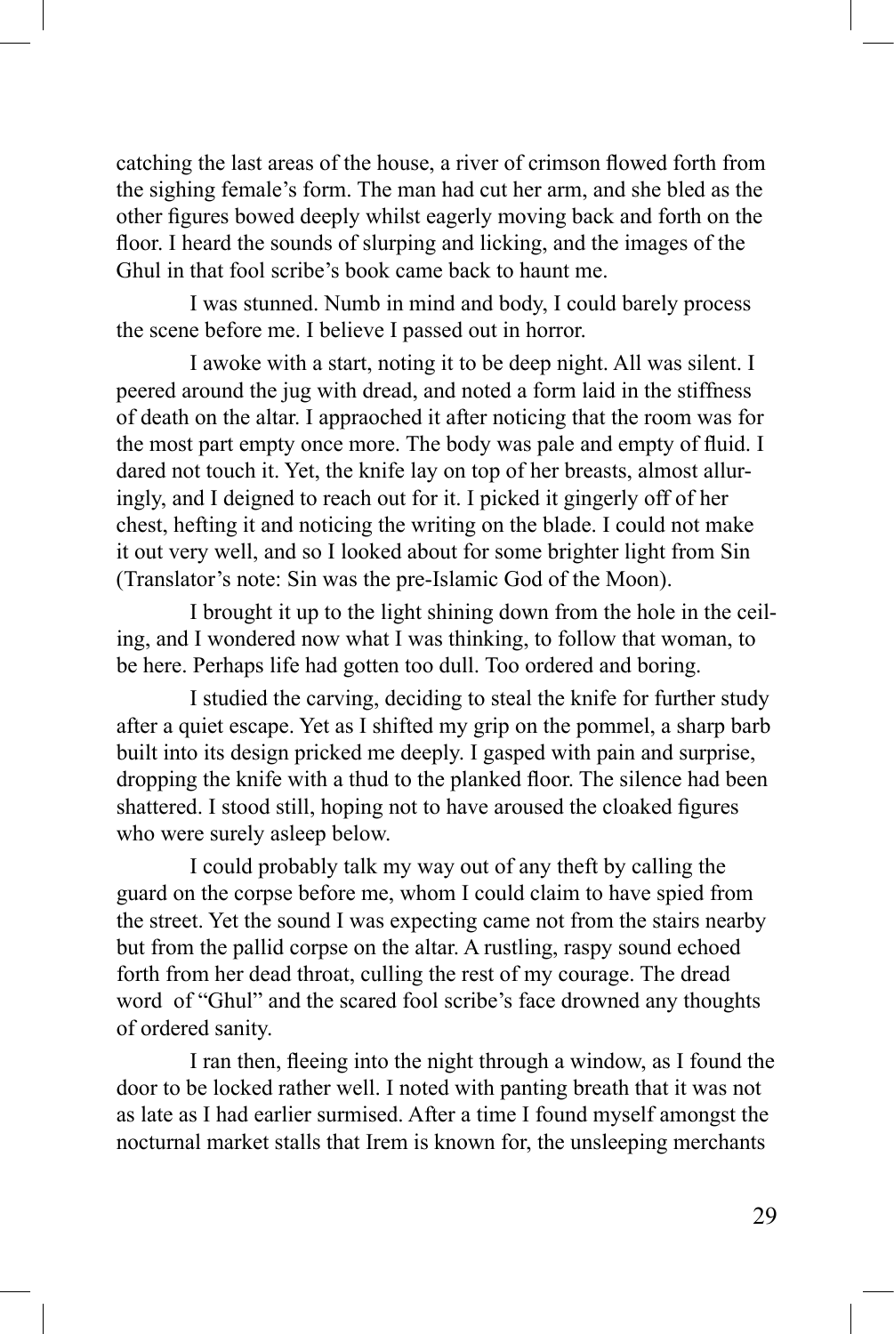catching the last areas of the house, a river of crimson flowed forth from the sighing female's form. The man had cut her arm, and she bled as the other figures bowed deeply whilst eagerly moving back and forth on the floor. I heard the sounds of slurping and licking, and the images of the Ghul in that fool scribe's book came back to haunt me.

I was stunned. Numb in mind and body, I could barely process the scene before me. I believe I passed out in horror.

I awoke with a start, noting it to be deep night. All was silent. I peered around the jug with dread, and noted a form laid in the stiffness of death on the altar. I appraoched it after noticing that the room was for the most part empty once more. The body was pale and empty of fluid. I dared not touch it. Yet, the knife lay on top of her breasts, almost alluringly, and I deigned to reach out for it. I picked it gingerly off of her chest, hefting it and noticing the writing on the blade. I could not make it out very well, and so I looked about for some brighter light from Sin (Translator's note: Sin was the pre-Islamic God of the Moon).

I brought it up to the light shining down from the hole in the ceiling, and I wondered now what I was thinking, to follow that woman, to be here. Perhaps life had gotten too dull. Too ordered and boring.

I studied the carving, deciding to steal the knife for further study after a quiet escape. Yet as I shifted my grip on the pommel, a sharp barb built into its design pricked me deeply. I gasped with pain and surprise, dropping the knife with a thud to the planked floor. The silence had been shattered. I stood still, hoping not to have aroused the cloaked figures who were surely asleep below.

I could probably talk my way out of any theft by calling the guard on the corpse before me, whom I could claim to have spied from the street. Yet the sound I was expecting came not from the stairs nearby but from the pallid corpse on the altar. A rustling, raspy sound echoed forth from her dead throat, culling the rest of my courage. The dread word of "Ghul" and the scared fool scribe's face drowned any thoughts of ordered sanity.

I ran then, fleeing into the night through a window, as I found the door to be locked rather well. I noted with panting breath that it was not as late as I had earlier surmised. After a time I found myself amongst the nocturnal market stalls that Irem is known for, the unsleeping merchants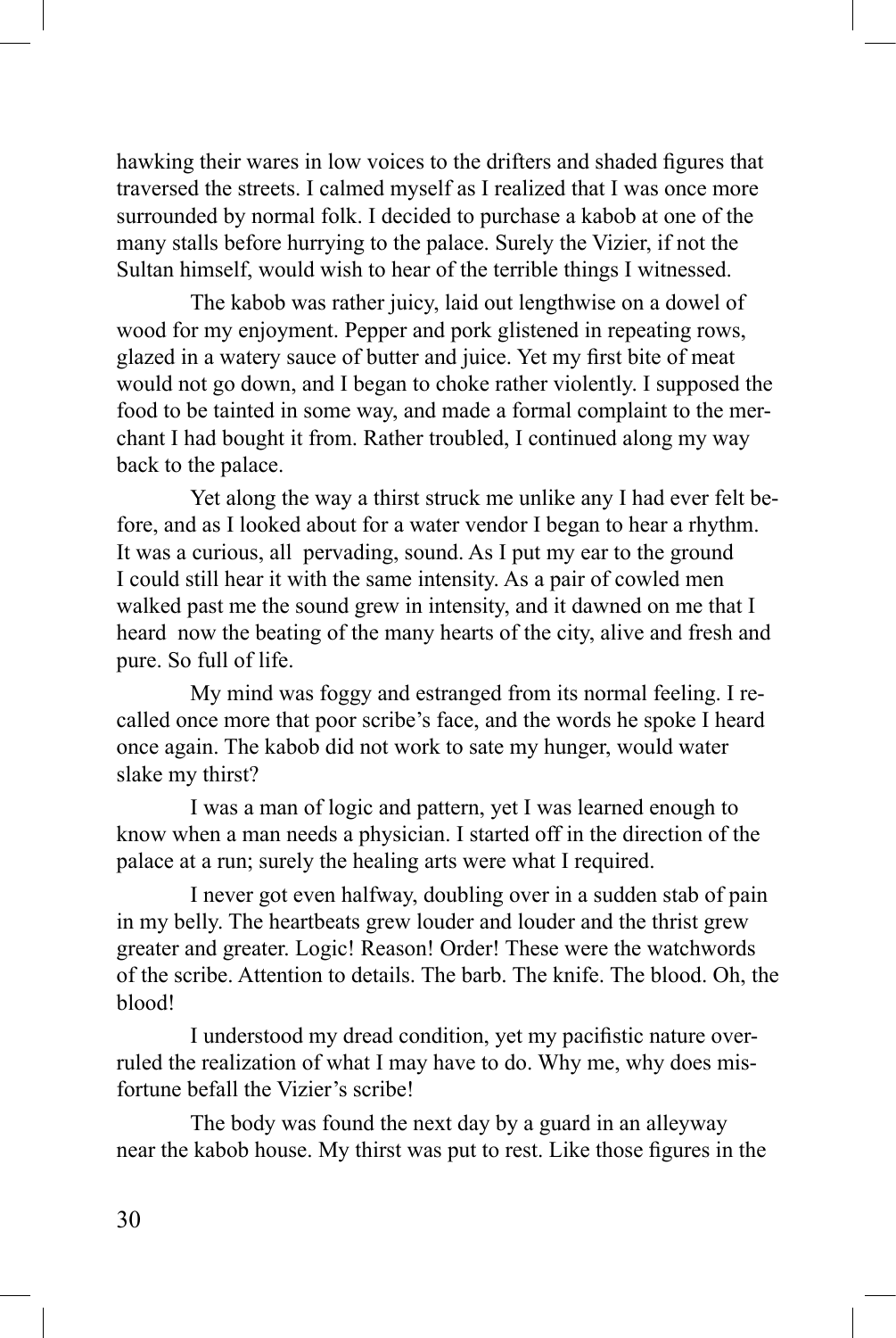hawking their wares in low voices to the drifters and shaded figures that traversed the streets. I calmed myself as I realized that I was once more surrounded by normal folk. I decided to purchase a kabob at one of the many stalls before hurrying to the palace. Surely the Vizier, if not the Sultan himself, would wish to hear of the terrible things I witnessed.

The kabob was rather juicy, laid out lengthwise on a dowel of wood for my enjoyment. Pepper and pork glistened in repeating rows, glazed in a watery sauce of butter and juice. Yet my first bite of meat would not go down, and I began to choke rather violently. I supposed the food to be tainted in some way, and made a formal complaint to the merchant I had bought it from. Rather troubled, I continued along my way back to the palace.

Yet along the way a thirst struck me unlike any I had ever felt before, and as I looked about for a water vendor I began to hear a rhythm. It was a curious, all pervading, sound. As I put my ear to the ground I could still hear it with the same intensity. As a pair of cowled men walked past me the sound grew in intensity, and it dawned on me that I heard now the beating of the many hearts of the city, alive and fresh and pure. So full of life.

My mind was foggy and estranged from its normal feeling. I recalled once more that poor scribe's face, and the words he spoke I heard once again. The kabob did not work to sate my hunger, would water slake my thirst?

I was a man of logic and pattern, yet I was learned enough to know when a man needs a physician. I started off in the direction of the palace at a run; surely the healing arts were what I required.

I never got even halfway, doubling over in a sudden stab of pain in my belly. The heartbeats grew louder and louder and the thrist grew greater and greater. Logic! Reason! Order! These were the watchwords of the scribe. Attention to details. The barb. The knife. The blood. Oh, the blood!

I understood my dread condition, yet my pacifistic nature overruled the realization of what I may have to do. Why me, why does misfortune befall the Vizier's scribe!

The body was found the next day by a guard in an alleyway near the kabob house. My thirst was put to rest. Like those figures in the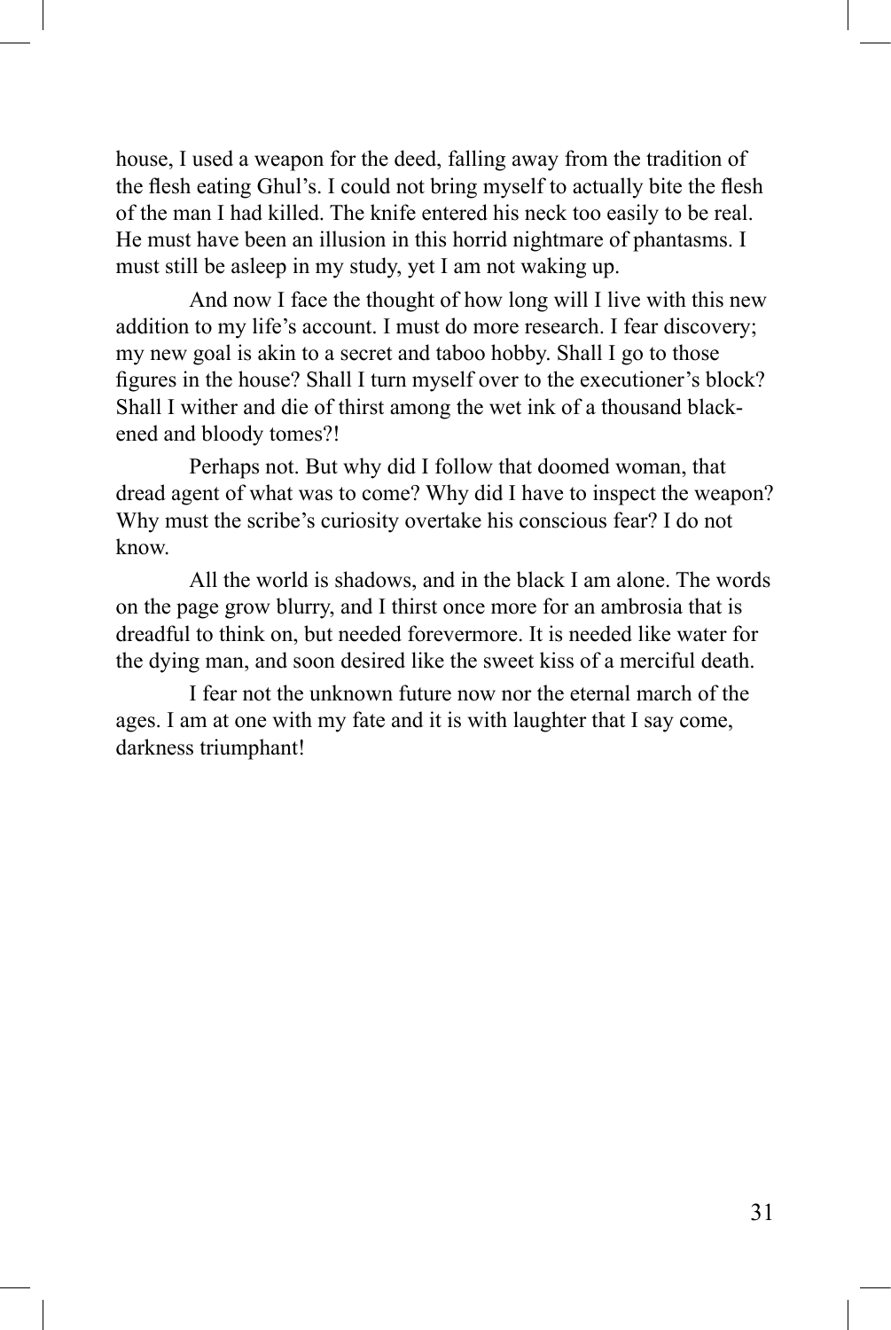house, I used a weapon for the deed, falling away from the tradition of the flesh eating Ghul's. I could not bring myself to actually bite the flesh of the man I had killed. The knife entered his neck too easily to be real. He must have been an illusion in this horrid nightmare of phantasms. I must still be asleep in my study, yet I am not waking up.

And now I face the thought of how long will I live with this new addition to my life's account. I must do more research. I fear discovery; my new goal is akin to a secret and taboo hobby. Shall I go to those figures in the house? Shall I turn myself over to the executioner's block? Shall I wither and die of thirst among the wet ink of a thousand blackened and bloody tomes?!

Perhaps not. But why did I follow that doomed woman, that dread agent of what was to come? Why did I have to inspect the weapon? Why must the scribe's curiosity overtake his conscious fear? I do not know.

All the world is shadows, and in the black I am alone. The words on the page grow blurry, and I thirst once more for an ambrosia that is dreadful to think on, but needed forevermore. It is needed like water for the dying man, and soon desired like the sweet kiss of a merciful death.

I fear not the unknown future now nor the eternal march of the ages. I am at one with my fate and it is with laughter that I say come, darkness triumphant!